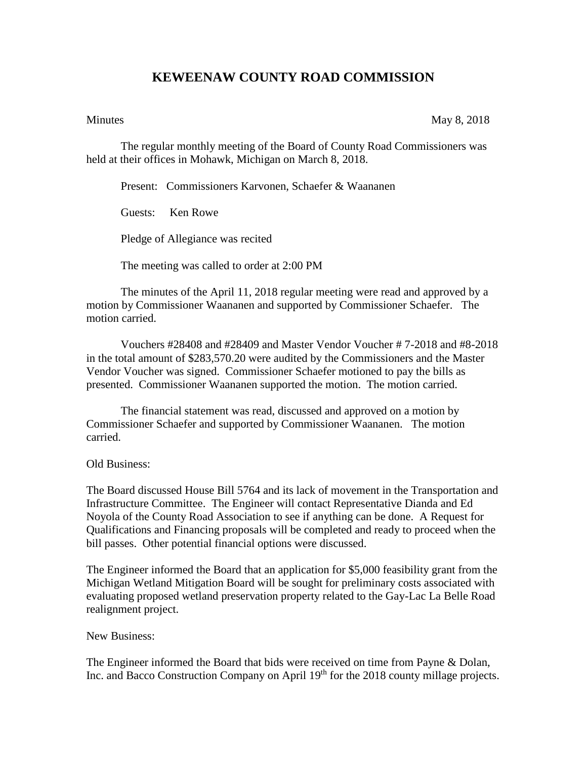# KEWEENAW COUNTY ROAD COMMISSION

Minutes May 8, 2018

The regular monthly meeting of the Board of County Road Commissioners was held at their offices in Mohawk, Michigan on March 8, 2018.

Present: Commissioners Karvonen, Schaefer & Waananen

Guests: Ken Rowe

Pledge of Allegiance was recited

The meeting was called to order at 2:00 PM

The minutes of the April 11, 2018 regular meeting were read and approved by a motion by Commissioner Waananen and supported by Commissioner Schaefer. The motion carried.

Vouchers #28408 and #28409 and Master Vendor Voucher # 7-2018 and #8-2018 in the total amount of $283,570.20 were audited by the Commissioners and the Master Vendor Voucher was signed. Commissioner Schaefer motioned to pay the bills as presented. Commissioner Waananen supported the motion. The motion carried.

The financial statement was read, discussed and approved on a motion by Commissioner Schaefer and supported by Commissioner Waananen. The motion carried.

Old Business:

The Board discussed House Bill 5764 and its lack of movement in the Transportation and Infrastructure Committee. The Engineer will contact Representative Dianda and Ed Noyola of the County Road Association to see if anything can be done. A Request for Qualifications and Financing proposals will be completed and ready to proceed when the bill passes. Other potential financial options were discussed.

The Engineer informed the Board that an application for $5,000 feasibility grant from the Michigan Wetland Mitigation Board will be sought for preliminary costs associated with evaluating proposed wetland preservation property related to the Gay-Lac La Belle Road realignment project.

New Business:

The Engineer informed the Board that bids were received on time from Payne & Dolan, Inc. and Bacco Construction Company on April 19th for the 2018 county millage projects.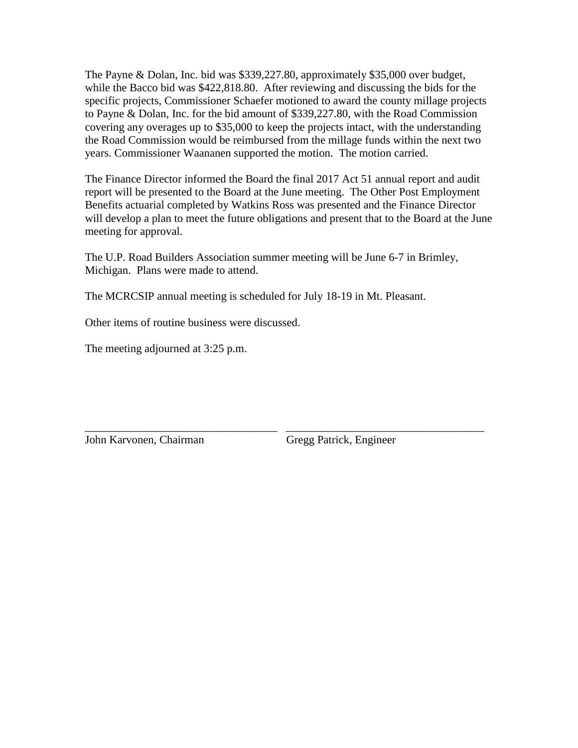The Payne & Dolan, Inc. bid was $339,227.80, approximately $35,000 over budget, while the Bacco bid was $422,818.80. After reviewing and discussing the bids for the specific projects, Commissioner Schaefer motioned to award the county millage projects to Payne & Dolan, Inc. for the bid amount of $339,227.80, with the Road Commission covering any overages up to $35,000 to keep the projects intact, with the understanding the Road Commission would be reimbursed from the millage funds within the next two years. Commissioner Waananen supported the motion. The motion carried.

The Finance Director informed the Board the final 2017 Act 51 annual report and audit report will be presented to the Board at the June meeting. The Other Post Employment Benefits actuarial completed by Watkins Ross was presented and the Finance Director will develop a plan to meet the future obligations and present that to the Board at the June meeting for approval.

The U.P. Road Builders Association summer meeting will be June 6-7 in Brimley, Michigan. Plans were made to attend.

The MCRCSIP annual meeting is scheduled for July 18-19 in Mt. Pleasant.

Other items of routine business were discussed.

The meeting adjourned at 3:25 p.m.

| | |
|---|---|
| ________________________________ | ________________________________ |
| John Karvonen, Chairman | Gregg Patrick, Engineer |